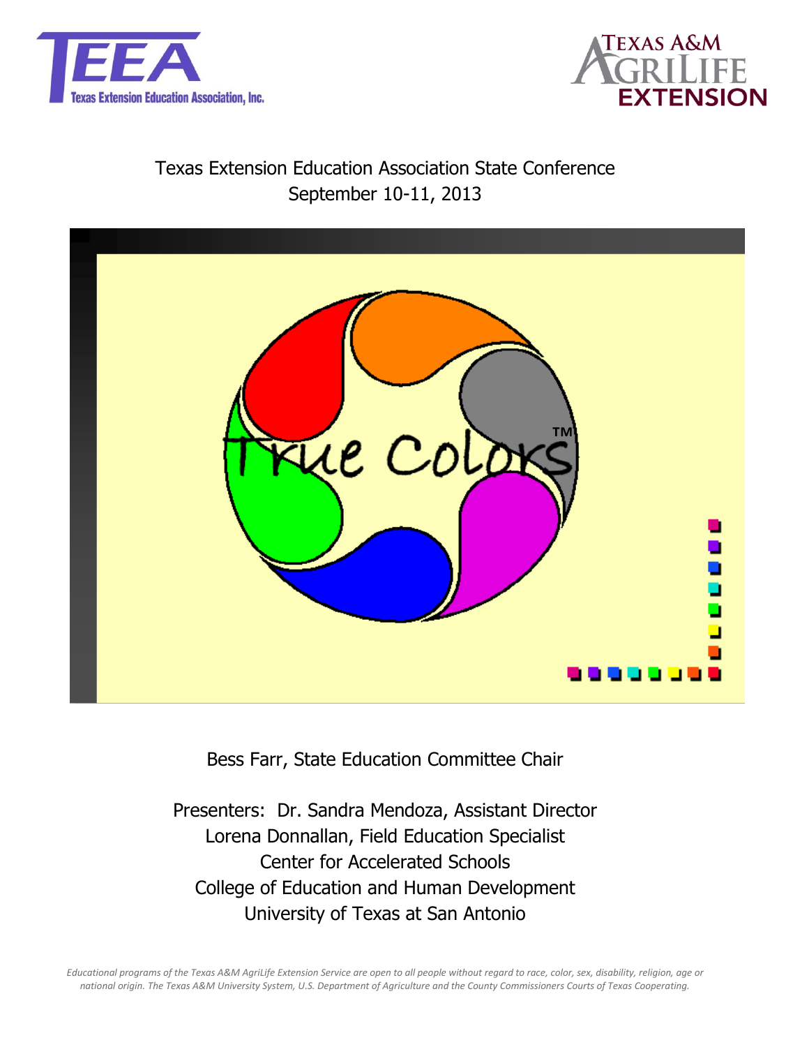Texas Extension Education Association State Conference
September 10-11, 2013

Bess Farr, State Education Committee Chair

Presenters: Dr. Sandra Mendoza, Assistant Director
Lorena Donnallan, Field Education Specialist
Center for Accelerated Schools
College of Education and Human Development
University of Texas at San Antonio

*Educational programs of the Texas A&M AgriLife Extension Service are open to all people without regard to race, color, sex, disability, religion, age or national origin. The Texas A&M University System, U.S. Department of Agriculture and the County Commissioners Courts of Texas Cooperating.*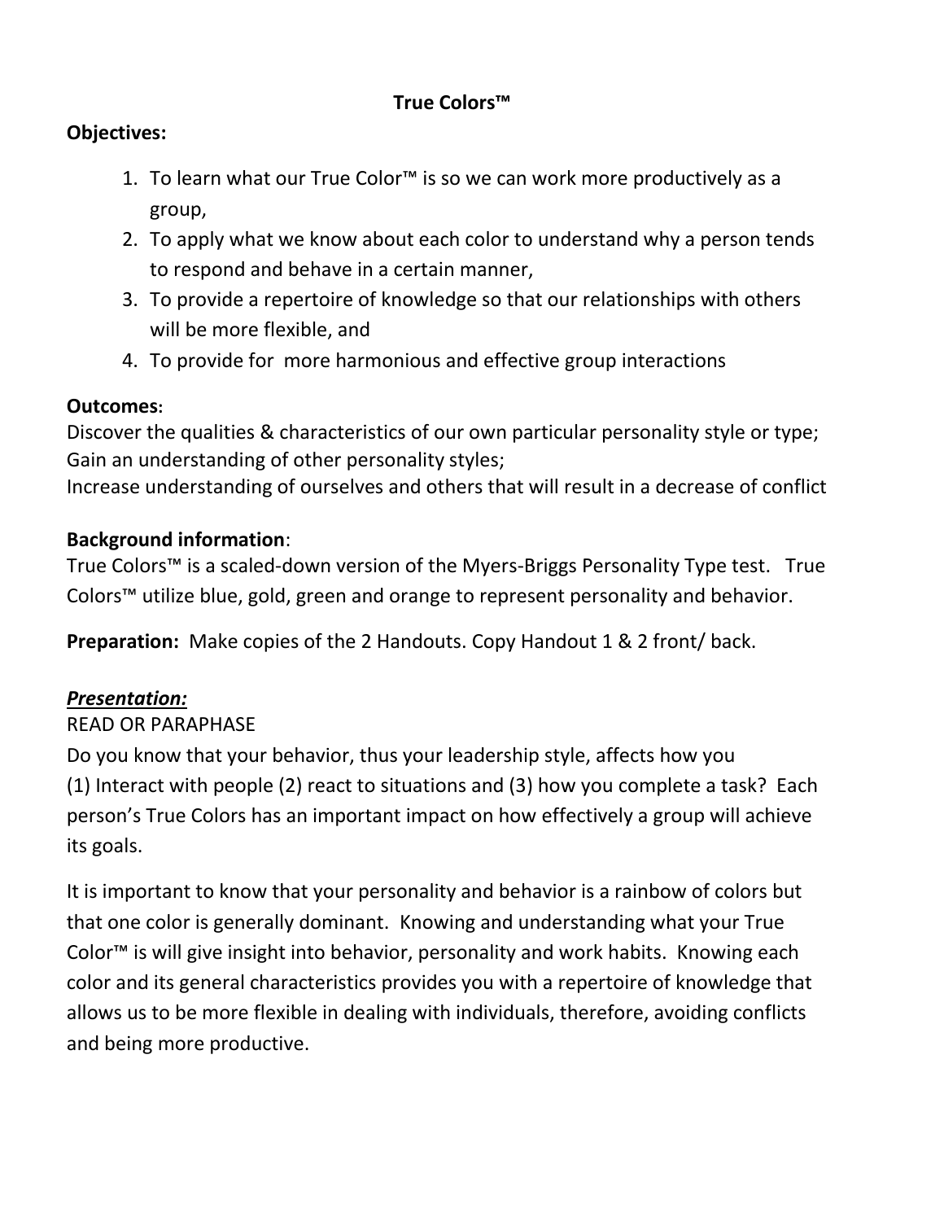# True Colors™

**Objectives:**

1. To learn what our True Color™ is so we can work more productively as a group,
2. To apply what we know about each color to understand why a person tends to respond and behave in a certain manner,
3. To provide a repertoire of knowledge so that our relationships with others will be more flexible, and
4. To provide for more harmonious and effective group interactions

**Outcomes:**
Discover the qualities & characteristics of our own particular personality style or type;
Gain an understanding of other personality styles;
Increase understanding of ourselves and others that will result in a decrease of conflict

**Background information**:
True Colors™ is a scaled-down version of the Myers-Briggs Personality Type test. True Colors™ utilize blue, gold, green and orange to represent personality and behavior.

**Preparation:** Make copies of the 2 Handouts. Copy Handout 1 & 2 front/ back.

***<u>Presentation:</u>***
READ OR PARAPHASE
Do you know that your behavior, thus your leadership style, affects how you (1) Interact with people (2) react to situations and (3) how you complete a task? Each person's True Colors has an important impact on how effectively a group will achieve its goals.

It is important to know that your personality and behavior is a rainbow of colors but that one color is generally dominant. Knowing and understanding what your True Color™ is will give insight into behavior, personality and work habits. Knowing each color and its general characteristics provides you with a repertoire of knowledge that allows us to be more flexible in dealing with individuals, therefore, avoiding conflicts and being more productive.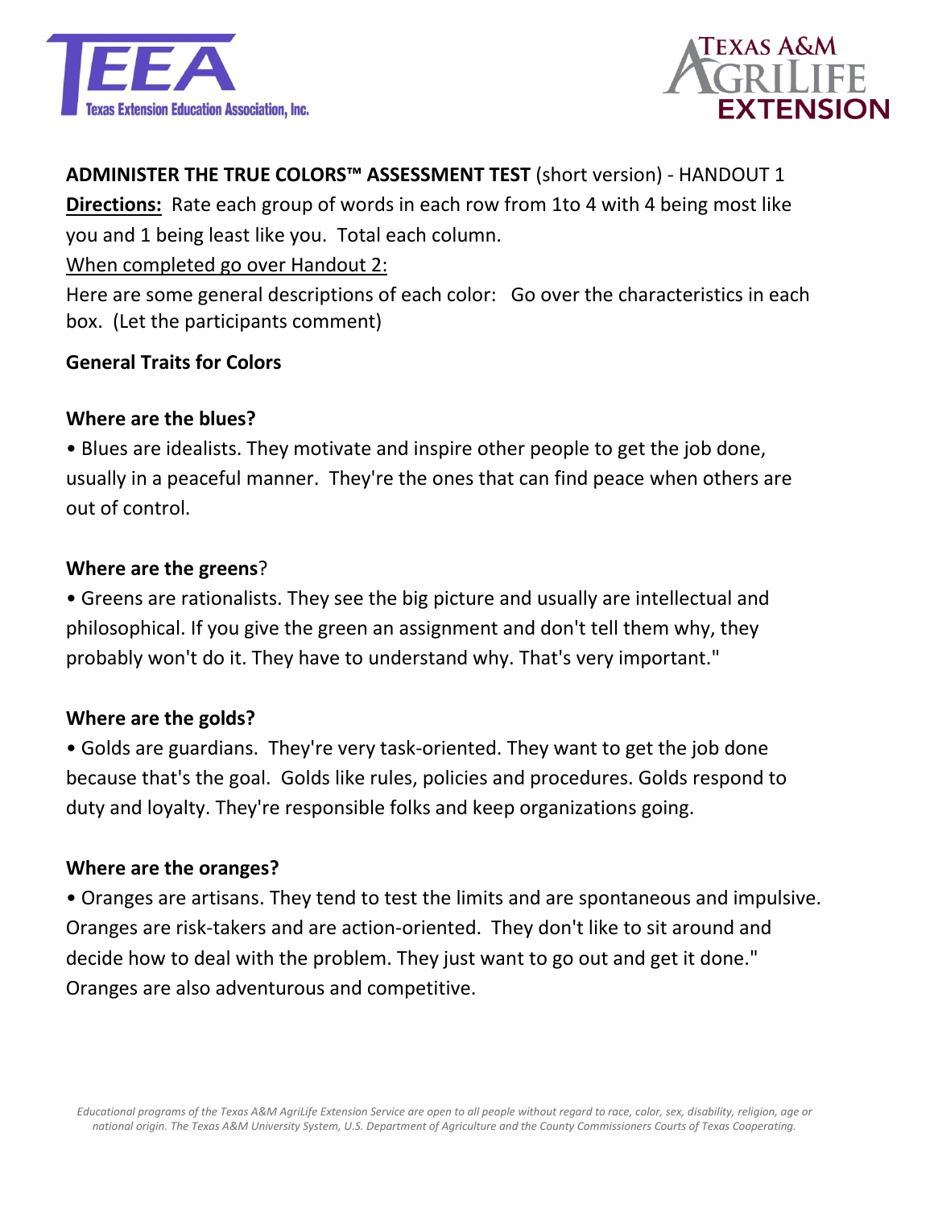**ADMINISTER THE TRUE COLORS™ ASSESSMENT TEST** (short version) - HANDOUT 1

**Directions:** Rate each group of words in each row from 1to 4 with 4 being most like you and 1 being least like you. Total each column.

When completed go over Handout 2:

Here are some general descriptions of each color: Go over the characteristics in each box. (Let the participants comment)

**General Traits for Colors**

**Where are the blues?**

- Blues are idealists. They motivate and inspire other people to get the job done, usually in a peaceful manner. They're the ones that can find peace when others are out of control.

**Where are the greens**?

- Greens are rationalists. They see the big picture and usually are intellectual and philosophical. If you give the green an assignment and don't tell them why, they probably won't do it. They have to understand why. That's very important."

**Where are the golds?**

- Golds are guardians. They're very task-oriented. They want to get the job done because that's the goal. Golds like rules, policies and procedures. Golds respond to duty and loyalty. They're responsible folks and keep organizations going.

**Where are the oranges?**

- Oranges are artisans. They tend to test the limits and are spontaneous and impulsive. Oranges are risk-takers and are action-oriented. They don't like to sit around and decide how to deal with the problem. They just want to go out and get it done." Oranges are also adventurous and competitive.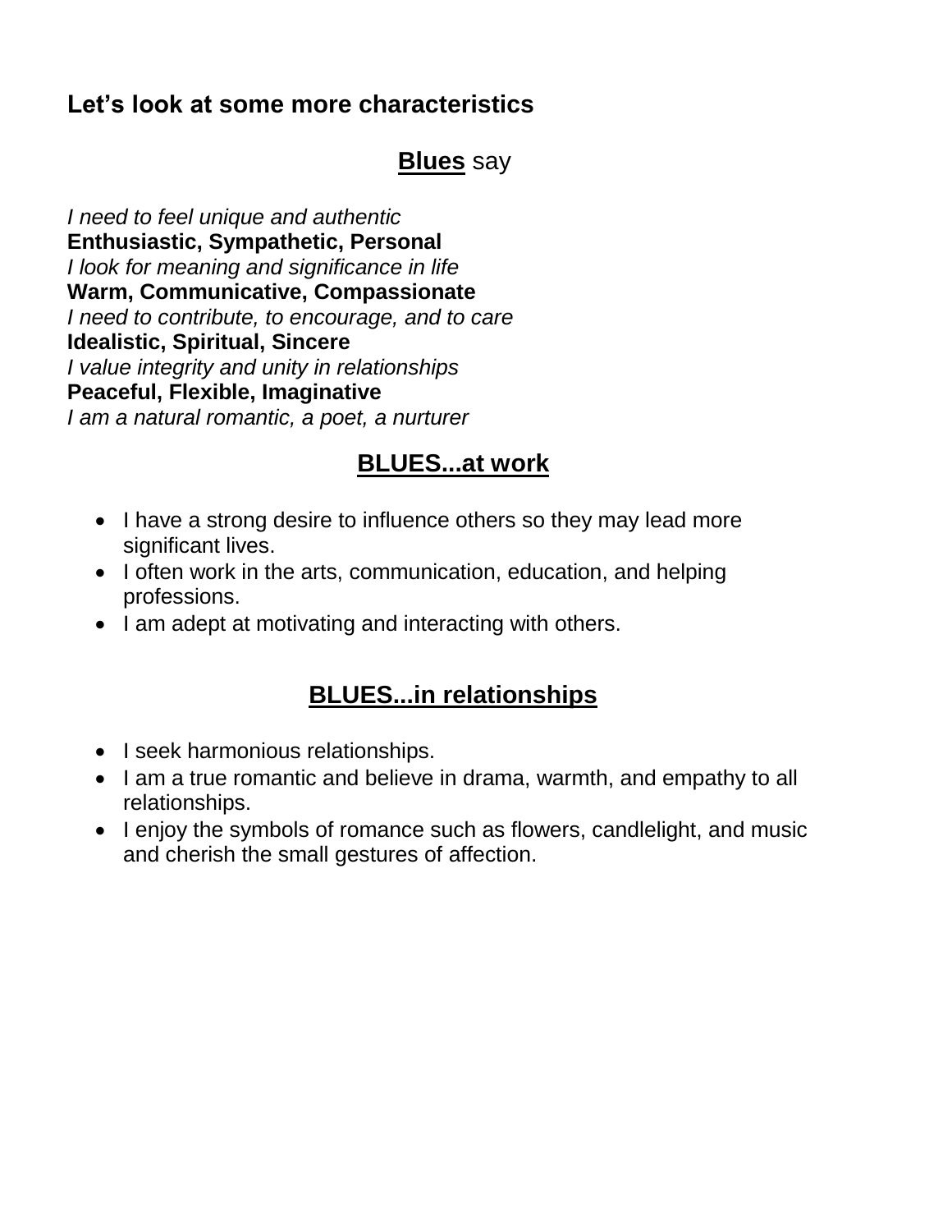**Let's look at some more characteristics**

## **Blues** say

*I need to feel unique and authentic*
**Enthusiastic, Sympathetic, Personal**
*I look for meaning and significance in life*
**Warm, Communicative, Compassionate**
*I need to contribute, to encourage, and to care*
**Idealistic, Spiritual, Sincere**
*I value integrity and unity in relationships*
**Peaceful, Flexible, Imaginative**
*I am a natural romantic, a poet, a nurturer*

## **BLUES...at work**

- I have a strong desire to influence others so they may lead more significant lives.
- I often work in the arts, communication, education, and helping professions.
- I am adept at motivating and interacting with others.

## **BLUES...in relationships**

- I seek harmonious relationships.
- I am a true romantic and believe in drama, warmth, and empathy to all relationships.
- I enjoy the symbols of romance such as flowers, candlelight, and music and cherish the small gestures of affection.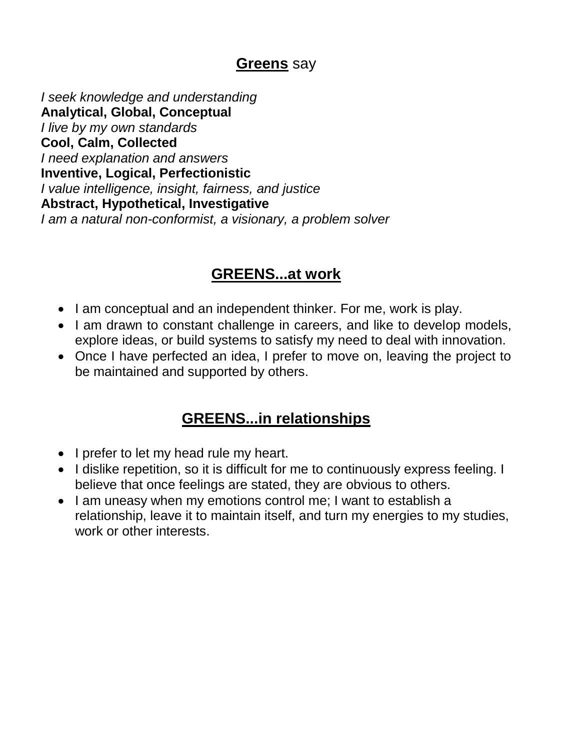## **Greens** say

*I seek knowledge and understanding*
**Analytical, Global, Conceptual**
*I live by my own standards*
**Cool, Calm, Collected**
*I need explanation and answers*
**Inventive, Logical, Perfectionistic**
*I value intelligence, insight, fairness, and justice*
**Abstract, Hypothetical, Investigative**
*I am a natural non-conformist, a visionary, a problem solver*

## GREENS...at work

- I am conceptual and an independent thinker. For me, work is play.
- I am drawn to constant challenge in careers, and like to develop models, explore ideas, or build systems to satisfy my need to deal with innovation.
- Once I have perfected an idea, I prefer to move on, leaving the project to be maintained and supported by others.

## GREENS...in relationships

- I prefer to let my head rule my heart.
- I dislike repetition, so it is difficult for me to continuously express feeling. I believe that once feelings are stated, they are obvious to others.
- I am uneasy when my emotions control me; I want to establish a relationship, leave it to maintain itself, and turn my energies to my studies, work or other interests.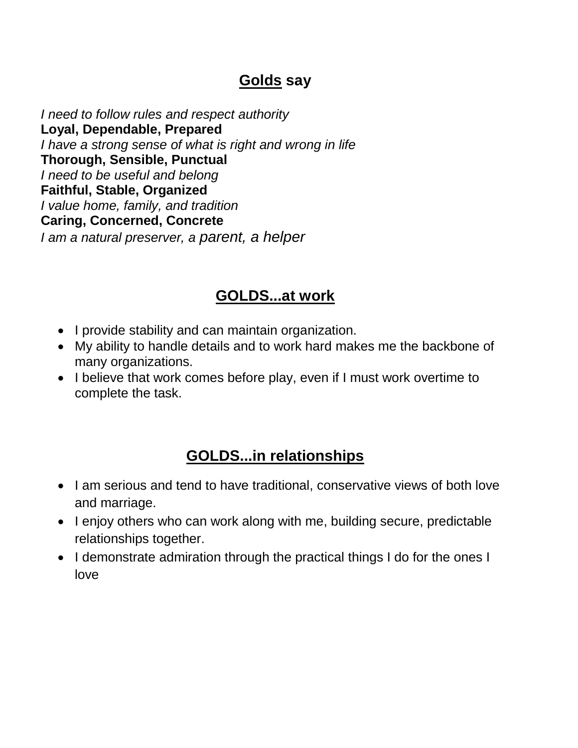## **Golds say**

*I need to follow rules and respect authority*  
**Loyal, Dependable, Prepared**  
*I have a strong sense of what is right and wrong in life*  
**Thorough, Sensible, Punctual**  
*I need to be useful and belong*  
**Faithful, Stable, Organized**  
*I value home, family, and tradition*  
**Caring, Concerned, Concrete**  
*I am a natural preserver, a parent, a helper*

## **GOLDS...at work**

- I provide stability and can maintain organization.
- My ability to handle details and to work hard makes me the backbone of many organizations.
- I believe that work comes before play, even if I must work overtime to complete the task.

## **GOLDS...in relationships**

- I am serious and tend to have traditional, conservative views of both love and marriage.
- I enjoy others who can work along with me, building secure, predictable relationships together.
- I demonstrate admiration through the practical things I do for the ones I love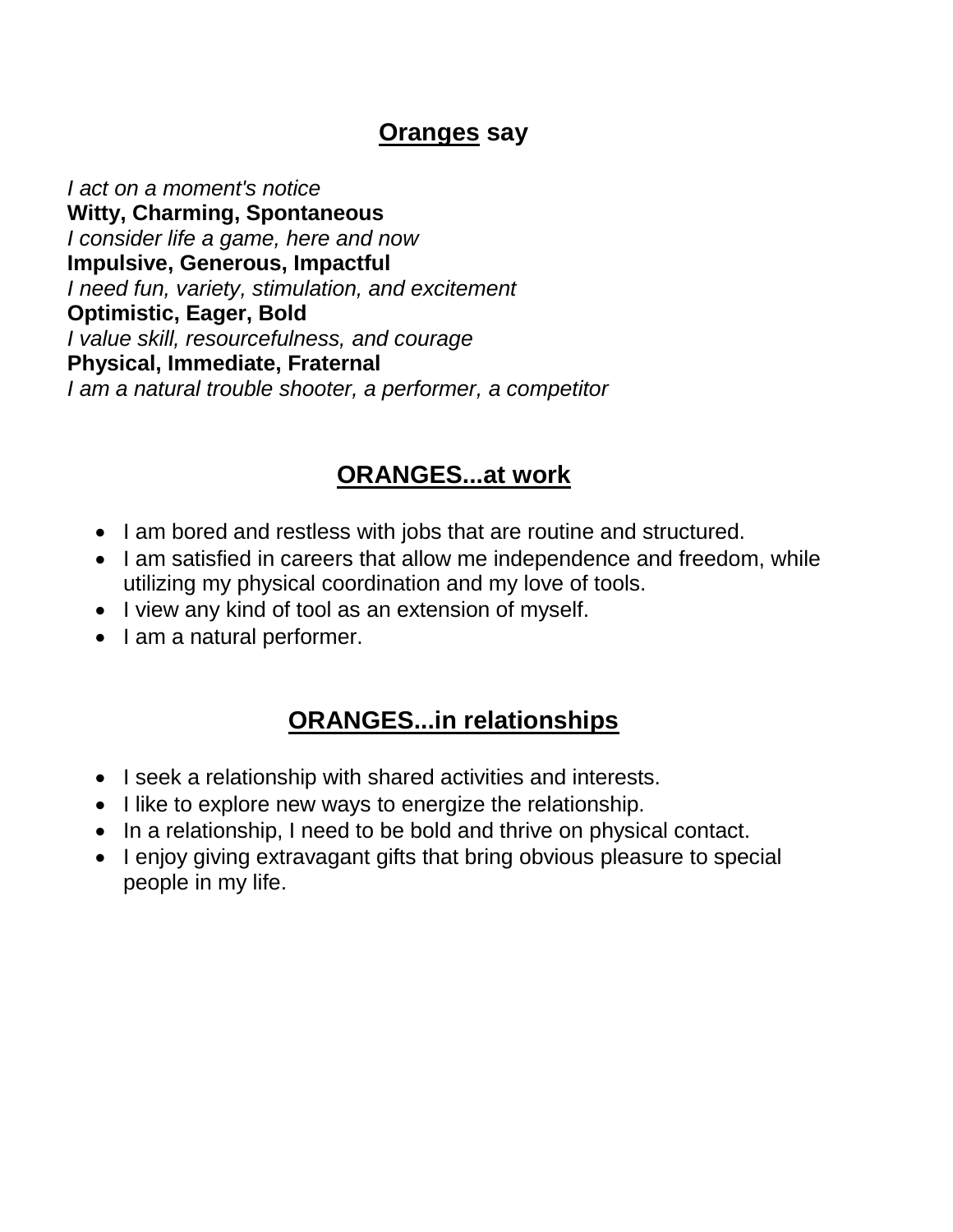## **<u>Oranges</u> say**

*I act on a moment's notice*
**Witty, Charming, Spontaneous**
*I consider life a game, here and now*
**Impulsive, Generous, Impactful**
*I need fun, variety, stimulation, and excitement*
**Optimistic, Eager, Bold**
*I value skill, resourcefulness, and courage*
**Physical, Immediate, Fraternal**
*I am a natural trouble shooter, a performer, a competitor*

## **<u>ORANGES...at work</u>**

- I am bored and restless with jobs that are routine and structured.
- I am satisfied in careers that allow me independence and freedom, while utilizing my physical coordination and my love of tools.
- I view any kind of tool as an extension of myself.
- I am a natural performer.

## **<u>ORANGES...in relationships</u>**

- I seek a relationship with shared activities and interests.
- I like to explore new ways to energize the relationship.
- In a relationship, I need to be bold and thrive on physical contact.
- I enjoy giving extravagant gifts that bring obvious pleasure to special people in my life.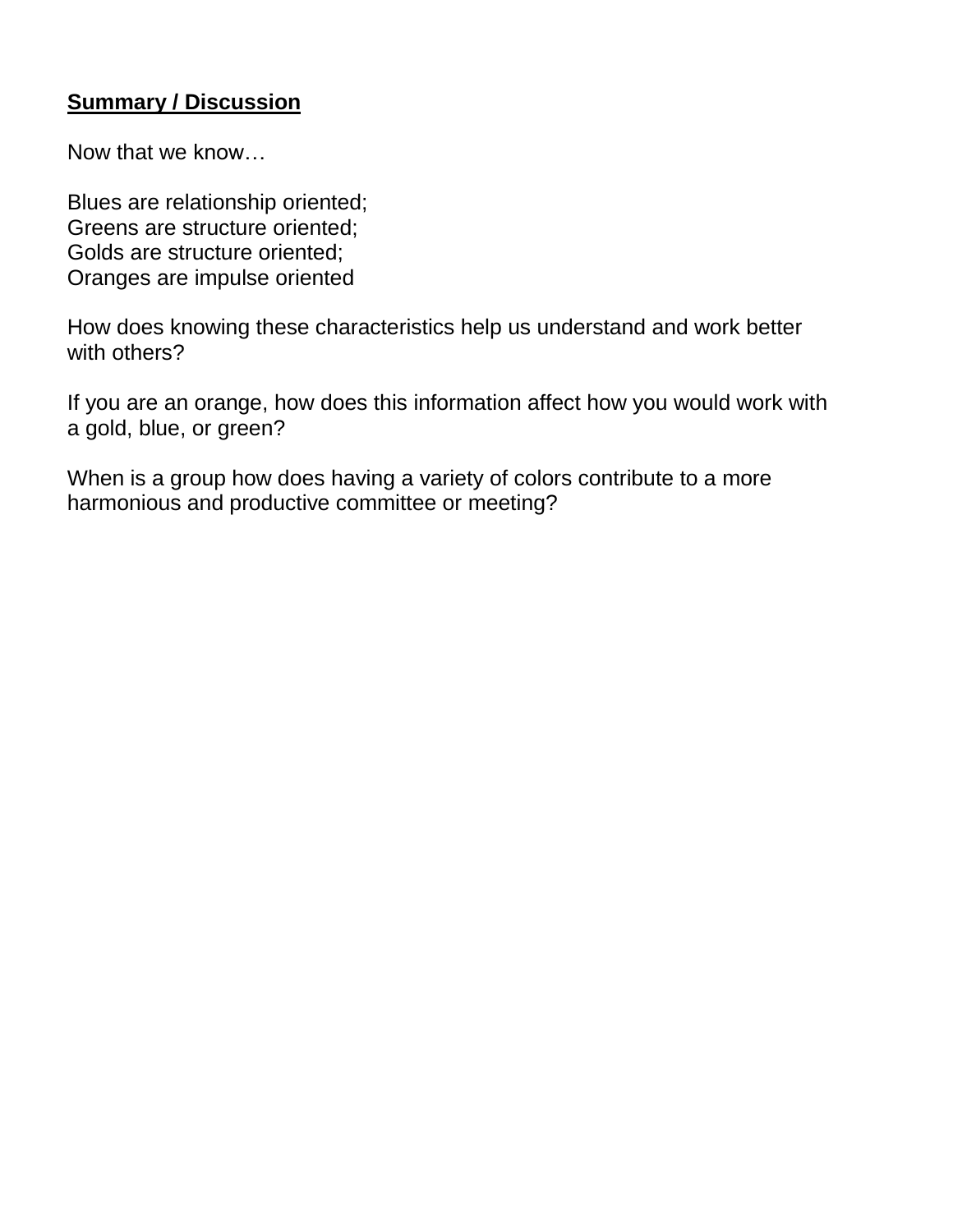**Summary / Discussion**

Now that we know…

Blues are relationship oriented;
Greens are structure oriented;
Golds are structure oriented;
Oranges are impulse oriented

How does knowing these characteristics help us understand and work better with others?

If you are an orange, how does this information affect how you would work with a gold, blue, or green?

When is a group how does having a variety of colors contribute to a more harmonious and productive committee or meeting?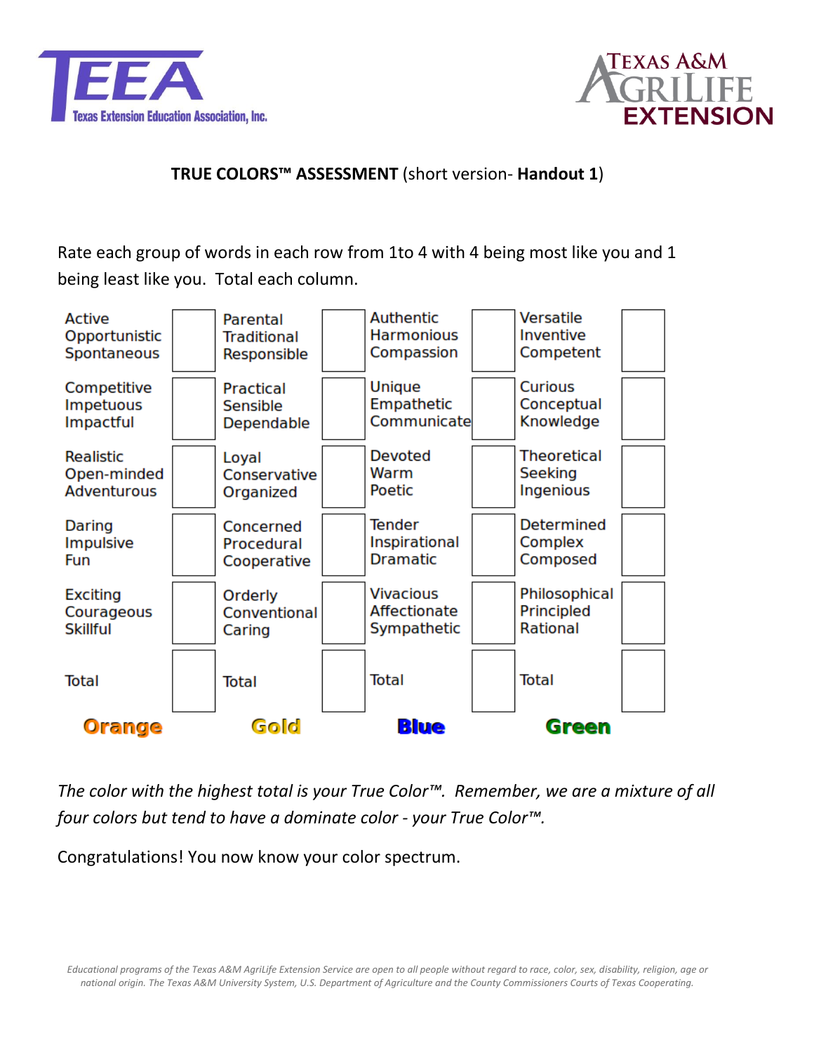**TRUE COLORS™ ASSESSMENT** (short version- **Handout 1**)

Rate each group of words in each row from 1to 4 with 4 being most like you and 1 being least like you. Total each column.

| | | | | | | | |
|---|---|---|---|---|---|---|---|
| Active Opportunistic Spontaneous | | Parental Traditional Responsible | | Authentic Harmonious Compassion | | Versatile Inventive Competent | |
| Competitive Impetuous Impactful | | Practical Sensible Dependable | | Unique Empathetic Communicate | | Curious Conceptual Knowledge | |
| Realistic Open-minded Adventurous | | Loyal Conservative Organized | | Devoted Warm Poetic | | Theoretical Seeking Ingenious | |
| Daring Impulsive Fun | | Concerned Procedural Cooperative | | Tender Inspirational Dramatic | | Determined Complex Composed | |
| Exciting Courageous Skillful | | Orderly Conventional Caring | | Vivacious Affectionate Sympathetic | | Philosophical Principled Rational | |
| Total | | Total | | Total | | Total | |
| **Orange** | | **Gold** | | **Blue** | | **Green** | |

*The color with the highest total is your True Color™. Remember, we are a mixture of all four colors but tend to have a dominate color - your True Color™.*

Congratulations! You now know your color spectrum.

*Educational programs of the Texas A&M AgriLife Extension Service are open to all people without regard to race, color, sex, disability, religion, age or national origin. The Texas A&M University System, U.S. Department of Agriculture and the County Commissioners Courts of Texas Cooperating.*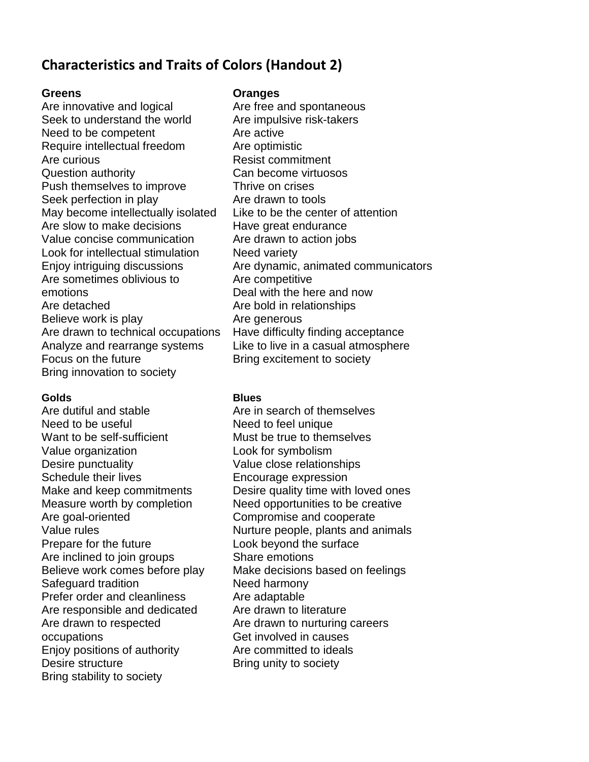## Characteristics and Traits of Colors (Handout 2)

**Greens**

Are innovative and logical
Seek to understand the world
Need to be competent
Require intellectual freedom
Are curious
Question authority
Push themselves to improve
Seek perfection in play
May become intellectually isolated
Are slow to make decisions
Value concise communication
Look for intellectual stimulation
Enjoy intriguing discussions
Are sometimes oblivious to emotions
Are detached
Believe work is play
Are drawn to technical occupations
Analyze and rearrange systems
Focus on the future
Bring innovation to society

**Oranges**

Are free and spontaneous
Are impulsive risk-takers
Are active
Are optimistic
Resist commitment
Can become virtuosos
Thrive on crises
Are drawn to tools
Like to be the center of attention
Have great endurance
Are drawn to action jobs
Need variety
Are dynamic, animated communicators
Are competitive
Deal with the here and now
Are bold in relationships
Are generous
Have difficulty finding acceptance
Like to live in a casual atmosphere
Bring excitement to society

**Golds**

Are dutiful and stable
Need to be useful
Want to be self-sufficient
Value organization
Desire punctuality
Schedule their lives
Make and keep commitments
Measure worth by completion
Are goal-oriented
Value rules
Prepare for the future
Are inclined to join groups
Believe work comes before play
Safeguard tradition
Prefer order and cleanliness
Are responsible and dedicated
Are drawn to respected occupations
Enjoy positions of authority
Desire structure
Bring stability to society

**Blues**

Are in search of themselves
Need to feel unique
Must be true to themselves
Look for symbolism
Value close relationships
Encourage expression
Desire quality time with loved ones
Need opportunities to be creative
Compromise and cooperate
Nurture people, plants and animals
Look beyond the surface
Share emotions
Make decisions based on feelings
Need harmony
Are adaptable
Are drawn to literature
Are drawn to nurturing careers
Get involved in causes
Are committed to ideals
Bring unity to society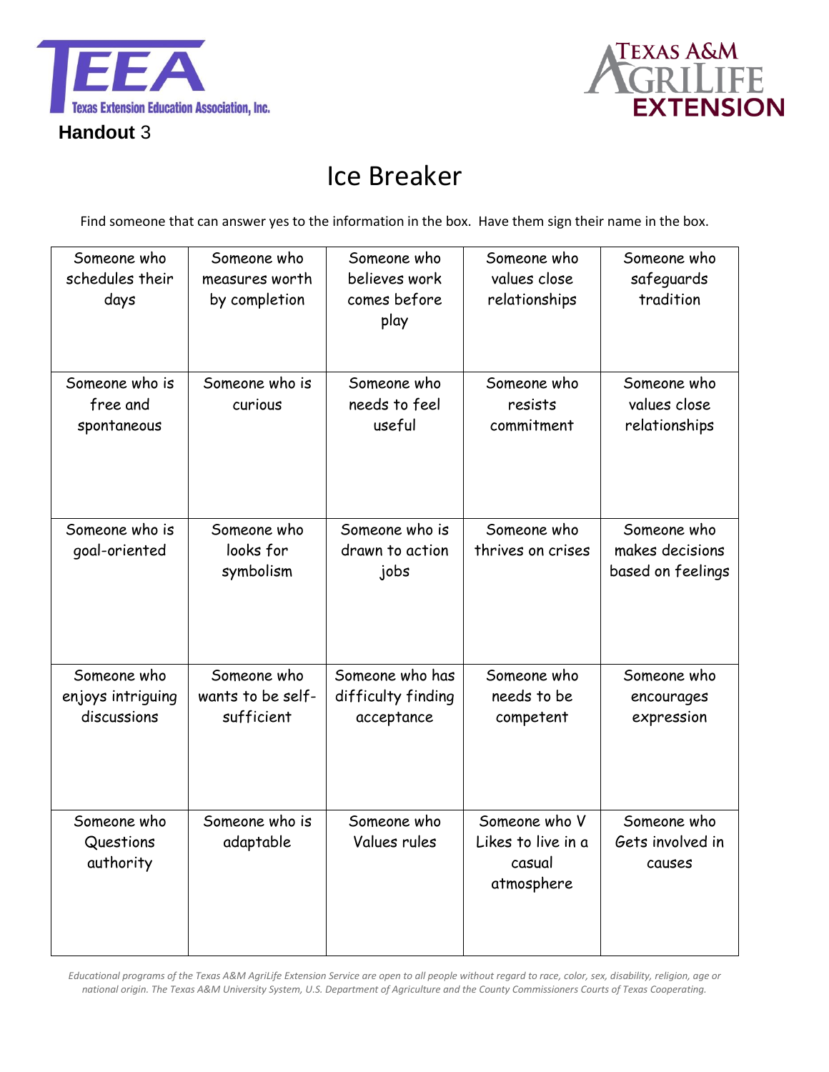TEEA Texas Extension Education Association, Inc.

TEXAS A&M AGRILIFE EXTENSION

**Handout** 3

# Ice Breaker

Find someone that can answer yes to the information in the box. Have them sign their name in the box.

| | | | | |
|---|---|---|---|---|
| Someone who schedules their days | Someone who measures worth by completion | Someone who believes work comes before play | Someone who values close relationships | Someone who safeguards tradition |
| Someone who is free and spontaneous | Someone who is curious | Someone who needs to feel useful | Someone who resists commitment | Someone who values close relationships |
| Someone who is goal-oriented | Someone who looks for symbolism | Someone who is drawn to action jobs | Someone who thrives on crises | Someone who makes decisions based on feelings |
| Someone who enjoys intriguing discussions | Someone who wants to be self-sufficient | Someone who has difficulty finding acceptance | Someone who needs to be competent | Someone who encourages expression |
| Someone who Questions authority | Someone who is adaptable | Someone who Values rules | Someone who V Likes to live in a casual atmosphere | Someone who Gets involved in causes |

*Educational programs of the Texas A&M AgriLife Extension Service are open to all people without regard to race, color, sex, disability, religion, age or national origin. The Texas A&M University System, U.S. Department of Agriculture and the County Commissioners Courts of Texas Cooperating.*